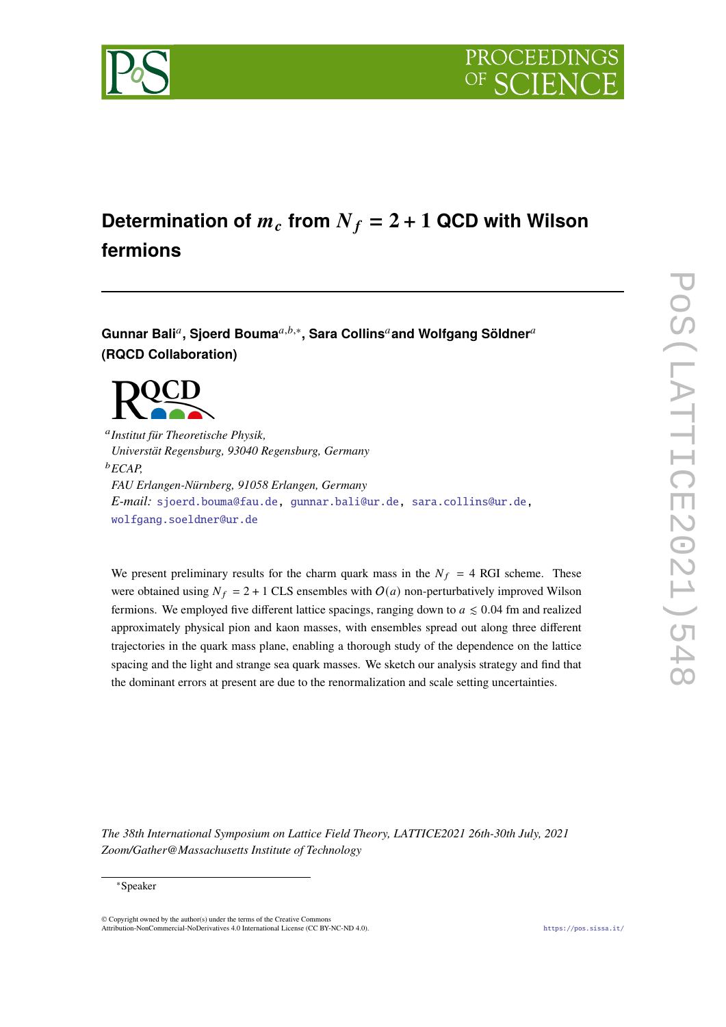# Determination of $m_c$ from $N_f = 2 + 1$ QCD with Wilson fermions

**Gunnar Bali**[a], **Sjoerd Bouma**[a,b,*], **Sara Collins**[a] **and Wolfgang Söldner**[a]
**(RQCD Collaboration)**

[a] *Institut für Theoretische Physik, Universität Regensburg, 93040 Regensburg, Germany*
[b] *ECAP, FAU Erlangen-Nürnberg, 91058 Erlangen, Germany*
*E-mail:* sjoerd.bouma@fau.de, gunnar.bali@ur.de, sara.collins@ur.de, wolfgang.soeldner@ur.de

We present preliminary results for the charm quark mass in the $N_f = 4$ RGI scheme. These were obtained using $N_f = 2 + 1$ CLS ensembles with $O(a)$ non-perturbatively improved Wilson fermions. We employed five different lattice spacings, ranging down to $a \lesssim 0.04$ fm and realized approximately physical pion and kaon masses, with ensembles spread out along three different trajectories in the quark mass plane, enabling a thorough study of the dependence on the lattice spacing and the light and strange sea quark masses. We sketch our analysis strategy and find that the dominant errors at present are due to the renormalization and scale setting uncertainties.

*The 38th International Symposium on Lattice Field Theory, LATTICE2021 26th-30th July, 2021 Zoom/Gather@Massachusetts Institute of Technology*

*Speaker

© Copyright owned by the author(s) under the terms of the Creative Commons Attribution-NonCommercial-NoDerivatives 4.0 International License (CC BY-NC-ND 4.0).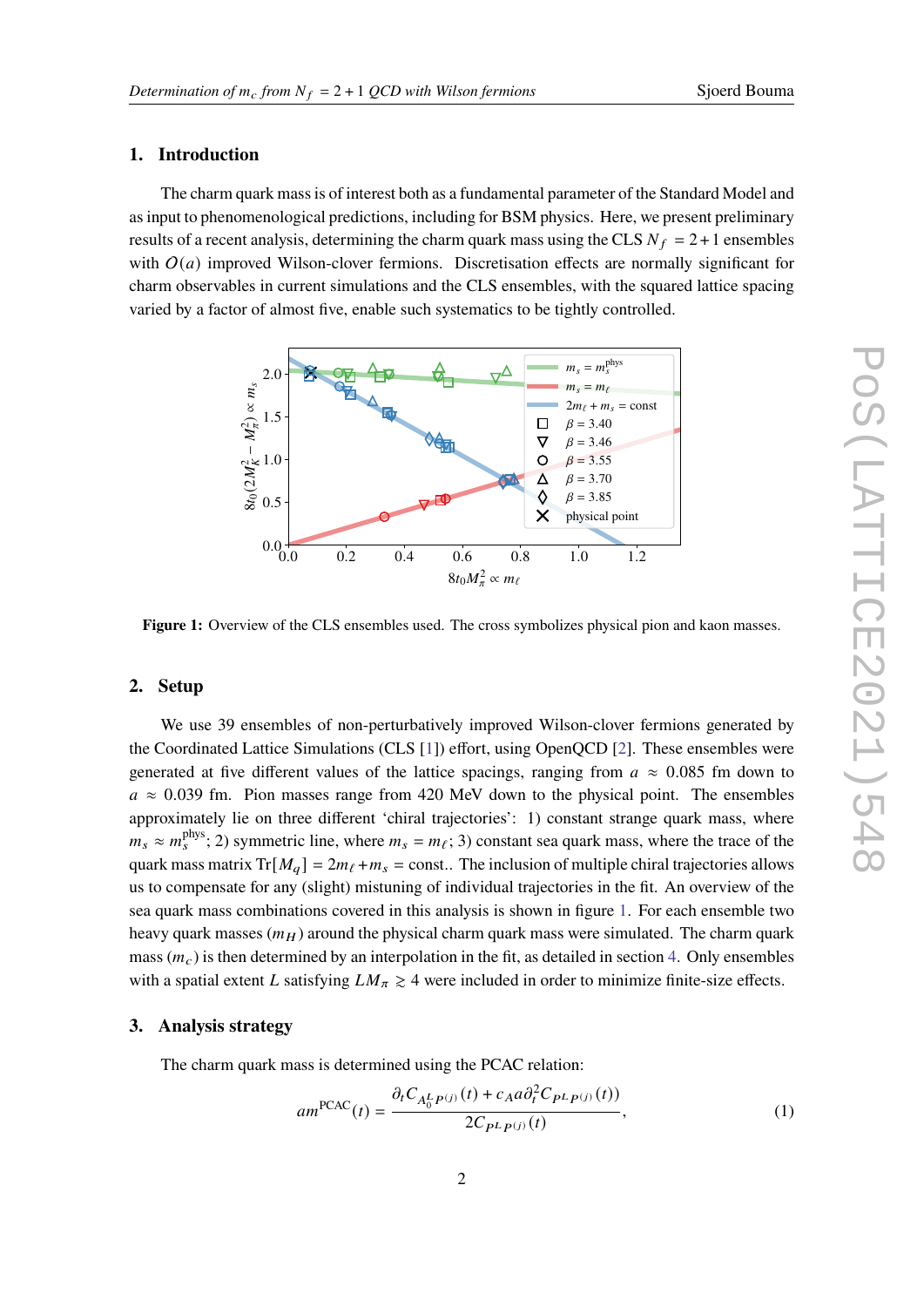## 1. Introduction

The charm quark mass is of interest both as a fundamental parameter of the Standard Model and as input to phenomenological predictions, including for BSM physics. Here, we present preliminary results of a recent analysis, determining the charm quark mass using the CLS $N_f = 2+1$ ensembles with $O(a)$ improved Wilson-clover fermions. Discretisation effects are normally significant for charm observables in current simulations and the CLS ensembles, with the squared lattice spacing varied by a factor of almost five, enable such systematics to be tightly controlled.

**Figure 1:** Overview of the CLS ensembles used. The cross symbolizes physical pion and kaon masses.

## 2. Setup

We use 39 ensembles of non-perturbatively improved Wilson-clover fermions generated by the Coordinated Lattice Simulations (CLS [1]) effort, using OpenQCD [2]. These ensembles were generated at five different values of the lattice spacings, ranging from $a \approx 0.085$ fm down to $a \approx 0.039$ fm. Pion masses range from 420 MeV down to the physical point. The ensembles approximately lie on three different 'chiral trajectories': 1) constant strange quark mass, where $m_s \approx m_s^{\text{phys}}$; 2) symmetric line, where $m_s = m_\ell$; 3) constant sea quark mass, where the trace of the quark mass matrix $\text{Tr}[M_q] = 2m_\ell + m_s = \text{const.}$. The inclusion of multiple chiral trajectories allows us to compensate for any (slight) mistuning of individual trajectories in the fit. An overview of the sea quark mass combinations covered in this analysis is shown in figure 1. For each ensemble two heavy quark masses ($m_H$) around the physical charm quark mass were simulated. The charm quark mass ($m_c$) is then determined by an interpolation in the fit, as detailed in section 4. Only ensembles with a spatial extent $L$ satisfying $LM_\pi \gtrsim 4$ were included in order to minimize finite-size effects.

## 3. Analysis strategy

The charm quark mass is determined using the PCAC relation:

$$am^{\text{PCAC}}(t) = \frac{\partial_t C_{A_0^L P^{(j)}}(t) + c_A a \partial_t^2 C_{P^L P^{(j)}}(t))}{2C_{P^L P^{(j)}}(t)}, \tag{1}$$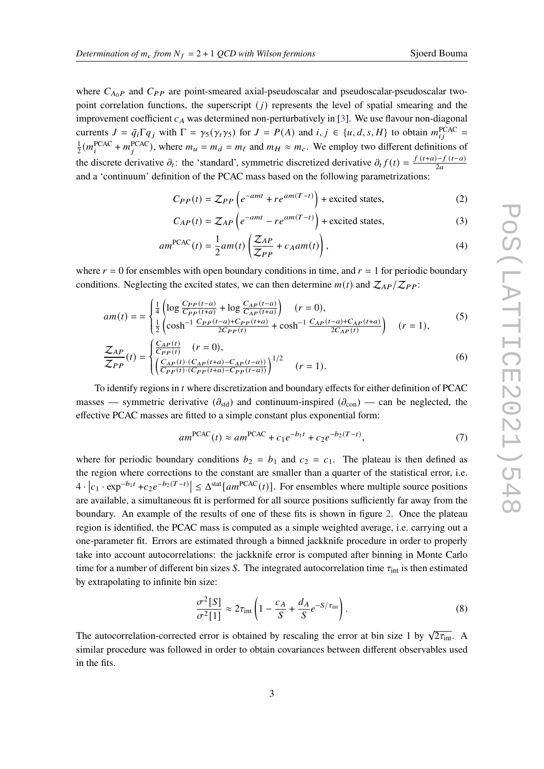where $C_{A_0P}$ and $C_{PP}$ are point-smeared axial-pseudoscalar and pseudoscalar-pseudoscalar two-point correlation functions, the superscript $(j)$ represents the level of spatial smearing and the improvement coefficient $c_A$ was determined non-perturbatively in [3]. We use flavour non-diagonal currents $J = \bar{q}_i \Gamma q_j$ with $\Gamma = \gamma_5(\gamma_t\gamma_5)$ for $J = P(A)$ and $i, j \in \{u, d, s, H\}$ to obtain $m_{ij}^{\text{PCAC}} = \frac{1}{2}(m_i^{\text{PCAC}} + m_j^{\text{PCAC}})$, where $m_u = m_d = m_\ell$ and $m_H \approx m_c$. We employ two different definitions of the discrete derivative $\partial_t$: the 'standard', symmetric discretized derivative $\partial_t f(t) = \frac{f(t+a) - f(t-a)}{2a}$ and a 'continuum' definition of the PCAC mass based on the following parametrizations:

$$C_{PP}(t) = \mathcal{Z}_{PP}\left(e^{-amt} + re^{am(T-t)}\right) + \text{excited states}, \tag{2}$$

$$C_{AP}(t) = \mathcal{Z}_{AP}\left(e^{-amt} - re^{am(T-t)}\right) + \text{excited states}, \tag{3}$$

$$am^{\text{PCAC}}(t) = \frac{1}{2}am(t)\left(\frac{\mathcal{Z}_{AP}}{\mathcal{Z}_{PP}} + c_A am(t)\right), \tag{4}$$

where $r = 0$ for ensembles with open boundary conditions in time, and $r = 1$ for periodic boundary conditions. Neglecting the excited states, we can then determine $m(t)$ and $\mathcal{Z}_{AP}/\mathcal{Z}_{PP}$:

$$am(t) = = \begin{cases} \frac{1}{4}\left(\log\frac{C_{PP}(t-a)}{C_{PP}(t+a)} + \log\frac{C_{AP}(t-a)}{C_{AP}(t+a)}\right) \quad (r = 0), \\ \frac{1}{2}\left(\cosh^{-1}\frac{C_{PP}(t-a)+C_{PP}(t+a)}{2C_{PP}(t)} + \cosh^{-1}\frac{C_{AP}(t-a)+C_{AP}(t+a)}{2C_{AP}(t)}\right) \quad (r = 1), \end{cases} \tag{5}$$

$$\frac{\mathcal{Z}_{AP}}{\mathcal{Z}_{PP}}(t) = \begin{cases} \frac{C_{AP}(t)}{C_{PP}(t)} \quad (r = 0), \\ \left(\frac{C_{AP}(t)\cdot(C_{AP}(t+a)-C_{AP}(t-a))}{C_{PP}(t)\cdot(C_{PP}(t+a)-C_{PP}(t-a))}\right)^{1/2} \quad (r = 1). \end{cases} \tag{6}$$

To identify regions in $t$ where discretization and boundary effects for either definition of PCAC masses — symmetric derivative ($\partial_{\text{std}}$) and continuum-inspired ($\partial_{\text{con}}$) — can be neglected, the effective PCAC masses are fitted to a simple constant plus exponential form:

$$am^{\text{PCAC}}(t) \approx am^{\text{PCAC}} + c_1 e^{-b_1 t} + c_2 e^{-b_2(T-t)}, \tag{7}$$

where for periodic boundary conditions $b_2 = b_1$ and $c_2 = c_1$. The plateau is then defined as the region where corrections to the constant are smaller than a quarter of the statistical error, i.e. $4 \cdot \left|c_1 \cdot \exp^{-b_1 t} + c_2 e^{-b_2(T-t)}\right| \leq \Delta^{\text{stat}}[am^{\text{PCAC}}(t)]$. For ensembles where multiple source positions are available, a simultaneous fit is performed for all source positions sufficiently far away from the boundary. An example of the results of one of these fits is shown in figure 2. Once the plateau region is identified, the PCAC mass is computed as a simple weighted average, i.e. carrying out a one-parameter fit. Errors are estimated through a binned jackknife procedure in order to properly take into account autocorrelations: the jackknife error is computed after binning in Monte Carlo time for a number of different bin sizes $S$. The integrated autocorrelation time $\tau_{\text{int}}$ is then estimated by extrapolating to infinite bin size:

$$\frac{\sigma^2[S]}{\sigma^2[1]} \approx 2\tau_{\text{int}}\left(1 - \frac{c_A}{S} + \frac{d_A}{S}e^{-S/\tau_{\text{int}}}\right). \tag{8}$$

The autocorrelation-corrected error is obtained by rescaling the error at bin size 1 by $\sqrt{2\tau_{\text{int}}}$. A similar procedure was followed in order to obtain covariances between different observables used in the fits.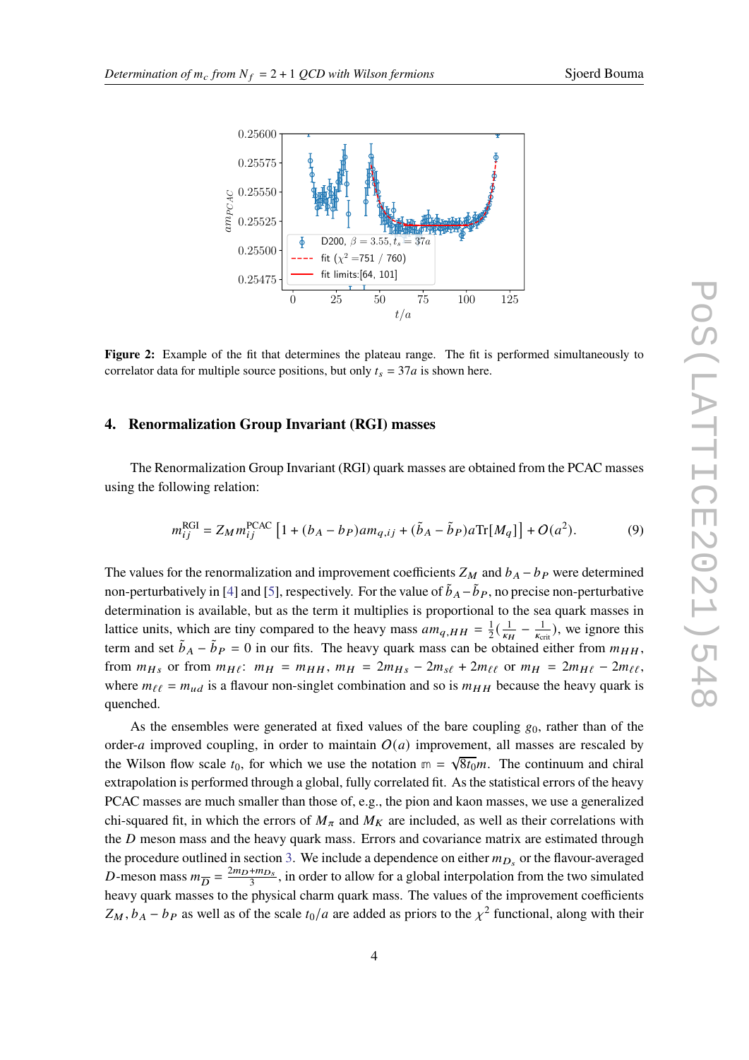**Figure 2:** Example of the fit that determines the plateau range. The fit is performed simultaneously to correlator data for multiple source positions, but only $t_s = 37a$ is shown here.

## 4. Renormalization Group Invariant (RGI) masses

The Renormalization Group Invariant (RGI) quark masses are obtained from the PCAC masses using the following relation:

$$m_{ij}^{\mathrm{RGI}} = Z_M m_{ij}^{\mathrm{PCAC}} \left[1 + (b_A - b_P) a m_{q,ij} + (\tilde{b}_A - \tilde{b}_P) a \mathrm{Tr}[M_q]\right] + O(a^2). \tag{9}$$

The values for the renormalization and improvement coefficients $Z_M$ and $b_A - b_P$ were determined non-perturbatively in [4] and [5], respectively. For the value of $\tilde{b}_A - \tilde{b}_P$, no precise non-perturbative determination is available, but as the term it multiplies is proportional to the sea quark masses in lattice units, which are tiny compared to the heavy mass $am_{q,HH} = \frac{1}{2}(\frac{1}{\kappa_H} - \frac{1}{\kappa_{\mathrm{crit}}})$, we ignore this term and set $\tilde{b}_A - \tilde{b}_P = 0$ in our fits. The heavy quark mass can be obtained either from $m_{HH}$, from $m_{Hs}$ or from $m_{H\ell}$: $m_H = m_{HH}$, $m_H = 2m_{Hs} - 2m_{s\ell} + 2m_{\ell\ell}$ or $m_H = 2m_{H\ell} - 2m_{\ell\ell}$, where $m_{\ell\ell} = m_{ud}$ is a flavour non-singlet combination and so is $m_{HH}$ because the heavy quark is quenched.

As the ensembles were generated at fixed values of the bare coupling $g_0$, rather than of the order-$a$ improved coupling, in order to maintain $O(a)$ improvement, all masses are rescaled by the Wilson flow scale $t_0$, for which we use the notation $\mathbb{m} = \sqrt{8t_0}m$. The continuum and chiral extrapolation is performed through a global, fully correlated fit. As the statistical errors of the heavy PCAC masses are much smaller than those of, e.g., the pion and kaon masses, we use a generalized chi-squared fit, in which the errors of $M_\pi$ and $M_K$ are included, as well as their correlations with the $D$ meson mass and the heavy quark mass. Errors and covariance matrix are estimated through the procedure outlined in section 3. We include a dependence on either $m_{D_s}$ or the flavour-averaged $D$-meson mass $m_{\overline{D}} = \frac{2m_D + m_{D_s}}{3}$, in order to allow for a global interpolation from the two simulated heavy quark masses to the physical charm quark mass. The values of the improvement coefficients $Z_M$, $b_A - b_P$ as well as of the scale $t_0/a$ are added as priors to the $\chi^2$ functional, along with their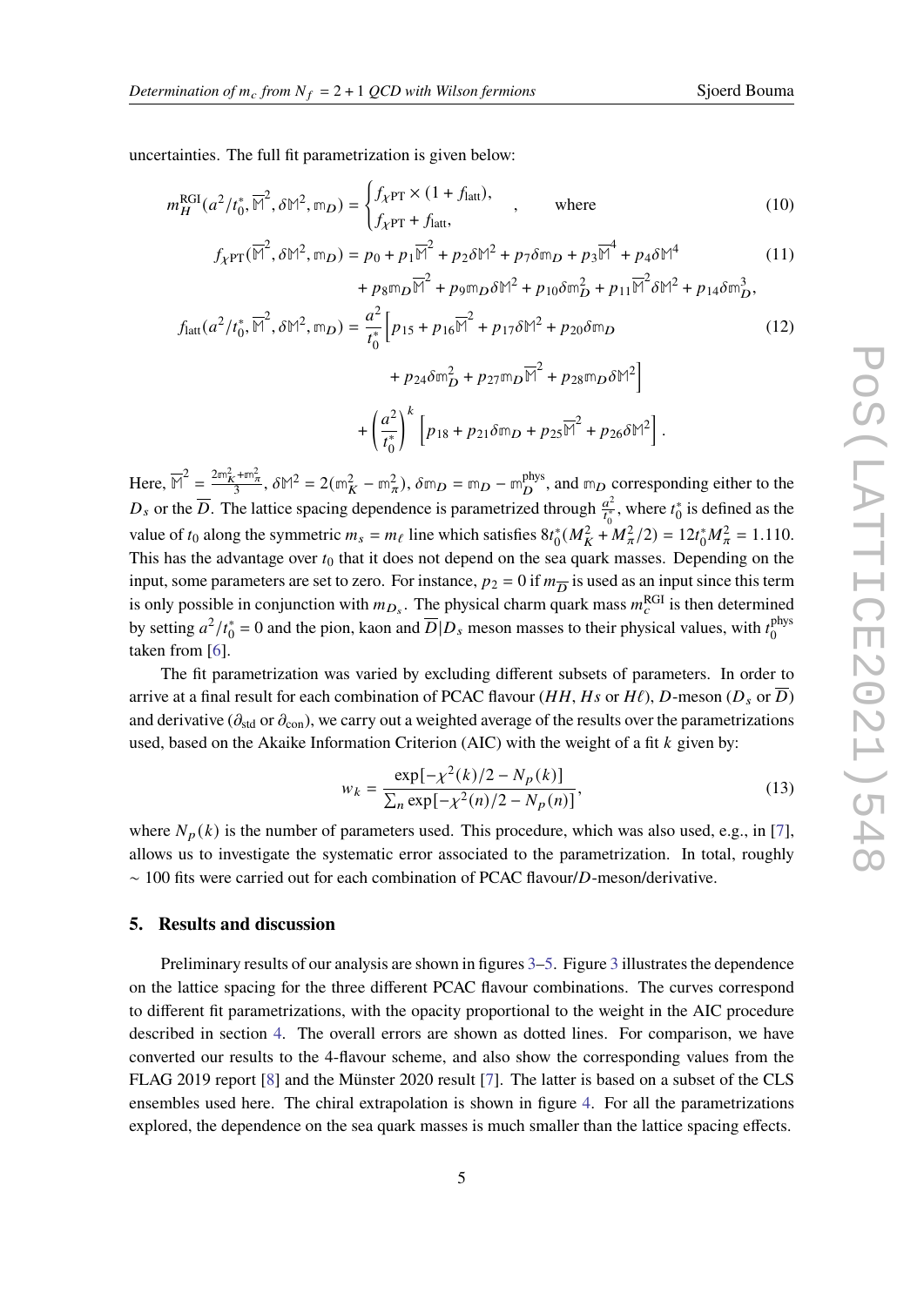uncertainties. The full fit parametrization is given below:

$$m_H^{\mathrm{RGI}}(a^2/t_0^*, \overline{\mathbb{M}}^2, \delta\mathbb{M}^2, \mathbb{m}_D) = \begin{cases} f_{\chi\mathrm{PT}} \times (1 + f_{\mathrm{latt}}), \\ f_{\chi\mathrm{PT}} + f_{\mathrm{latt}}, \end{cases} \quad , \qquad \text{where} \tag{10}$$

$$f_{\chi\mathrm{PT}}(\overline{\mathbb{M}}^2, \delta\mathbb{M}^2, \mathbb{m}_D) = p_0 + p_1\overline{\mathbb{M}}^2 + p_2\delta\mathbb{M}^2 + p_7\delta\mathbb{m}_D + p_3\overline{\mathbb{M}}^4 + p_4\delta\mathbb{M}^4 \tag{11}$$
$$+ p_8\mathbb{m}_D\overline{\mathbb{M}}^2 + p_9\mathbb{m}_D\delta\mathbb{M}^2 + p_{10}\delta\mathbb{m}_D^2 + p_{11}\overline{\mathbb{M}}^2\delta\mathbb{M}^2 + p_{14}\delta\mathbb{m}_D^3,$$

$$f_{\mathrm{latt}}(a^2/t_0^*, \overline{\mathbb{M}}^2, \delta\mathbb{M}^2, \mathbb{m}_D) = \frac{a^2}{t_0^*}\Big[p_{15} + p_{16}\overline{\mathbb{M}}^2 + p_{17}\delta\mathbb{M}^2 + p_{20}\delta\mathbb{m}_D \tag{12}$$
$$+ p_{24}\delta\mathbb{m}_D^2 + p_{27}\mathbb{m}_D\overline{\mathbb{M}}^2 + p_{28}\mathbb{m}_D\delta\mathbb{M}^2\Big]$$
$$+ \left(\frac{a^2}{t_0^*}\right)^k \Big[p_{18} + p_{21}\delta\mathbb{m}_D + p_{25}\overline{\mathbb{M}}^2 + p_{26}\delta\mathbb{M}^2\Big].$$

Here, $\overline{\mathbb{M}}^2 = \frac{2\mathbb{m}_K^2 + \mathbb{m}_\pi^2}{3}$, $\delta\mathbb{M}^2 = 2(\mathbb{m}_K^2 - \mathbb{m}_\pi^2)$, $\delta\mathbb{m}_D = \mathbb{m}_D - \mathbb{m}_D^{\mathrm{phys}}$, and $\mathbb{m}_D$ corresponding either to the $D_s$ or the $\overline{D}$. The lattice spacing dependence is parametrized through $\frac{a^2}{t_0^*}$, where $t_0^*$ is defined as the value of $t_0$ along the symmetric $m_s = m_\ell$ line which satisfies $8t_0^*(M_K^2 + M_\pi^2/2) = 12t_0^*M_\pi^2 = 1.110$. This has the advantage over $t_0$ that it does not depend on the sea quark masses. Depending on the input, some parameters are set to zero. For instance, $p_2 = 0$ if $m_{\overline{D}}$ is used as an input since this term is only possible in conjunction with $m_{D_s}$. The physical charm quark mass $m_c^{\mathrm{RGI}}$ is then determined by setting $a^2/t_0^* = 0$ and the pion, kaon and $\overline{D}|D_s$ meson masses to their physical values, with $t_0^{\mathrm{phys}}$ taken from [6].

The fit parametrization was varied by excluding different subsets of parameters. In order to arrive at a final result for each combination of PCAC flavour ($HH$, $Hs$ or $H\ell$), $D$-meson ($D_s$ or $\overline{D}$) and derivative ($\partial_{\mathrm{std}}$ or $\partial_{\mathrm{con}}$), we carry out a weighted average of the results over the parametrizations used, based on the Akaike Information Criterion (AIC) with the weight of a fit $k$ given by:

$$w_k = \frac{\exp[-\chi^2(k)/2 - N_p(k)]}{\sum_n \exp[-\chi^2(n)/2 - N_p(n)]}, \tag{13}$$

where $N_p(k)$ is the number of parameters used. This procedure, which was also used, e.g., in [7], allows us to investigate the systematic error associated to the parametrization. In total, roughly $\sim 100$ fits were carried out for each combination of PCAC flavour/$D$-meson/derivative.

## 5. Results and discussion

Preliminary results of our analysis are shown in figures 3–5. Figure 3 illustrates the dependence on the lattice spacing for the three different PCAC flavour combinations. The curves correspond to different fit parametrizations, with the opacity proportional to the weight in the AIC procedure described in section 4. The overall errors are shown as dotted lines. For comparison, we have converted our results to the 4-flavour scheme, and also show the corresponding values from the FLAG 2019 report [8] and the Münster 2020 result [7]. The latter is based on a subset of the CLS ensembles used here. The chiral extrapolation is shown in figure 4. For all the parametrizations explored, the dependence on the sea quark masses is much smaller than the lattice spacing effects.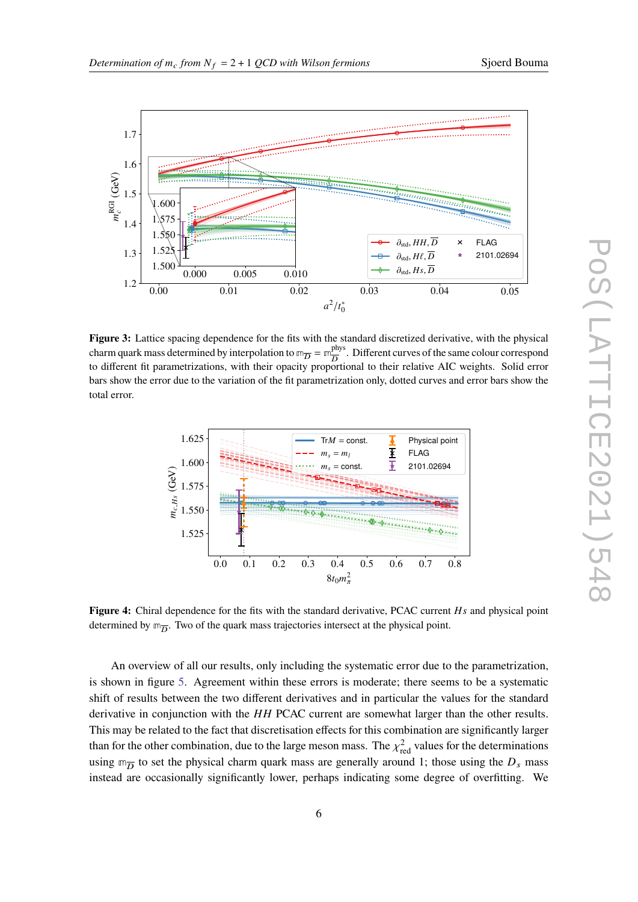**Figure 3:** Lattice spacing dependence for the fits with the standard discretized derivative, with the physical charm quark mass determined by interpolation to $\mathbb{m}_{\overline{D}} = \mathbb{m}_{\overline{D}}^{\mathrm{phys}}$. Different curves of the same colour correspond to different fit parametrizations, with their opacity proportional to their relative AIC weights. Solid error bars show the error due to the variation of the fit parametrization only, dotted curves and error bars show the total error.

**Figure 4:** Chiral dependence for the fits with the standard derivative, PCAC current $Hs$ and physical point determined by $\mathbb{m}_{\overline{D}}$. Two of the quark mass trajectories intersect at the physical point.

An overview of all our results, only including the systematic error due to the parametrization, is shown in figure 5. Agreement within these errors is moderate; there seems to be a systematic shift of results between the two different derivatives and in particular the values for the standard derivative in conjunction with the $HH$ PCAC current are somewhat larger than the other results. This may be related to the fact that discretisation effects for this combination are significantly larger than for the other combination, due to the large meson mass. The $\chi^2_{\mathrm{red}}$ values for the determinations using $\mathbb{m}_{\overline{D}}$ to set the physical charm quark mass are generally around 1; those using the $D_s$ mass instead are occasionally significantly lower, perhaps indicating some degree of overfitting. We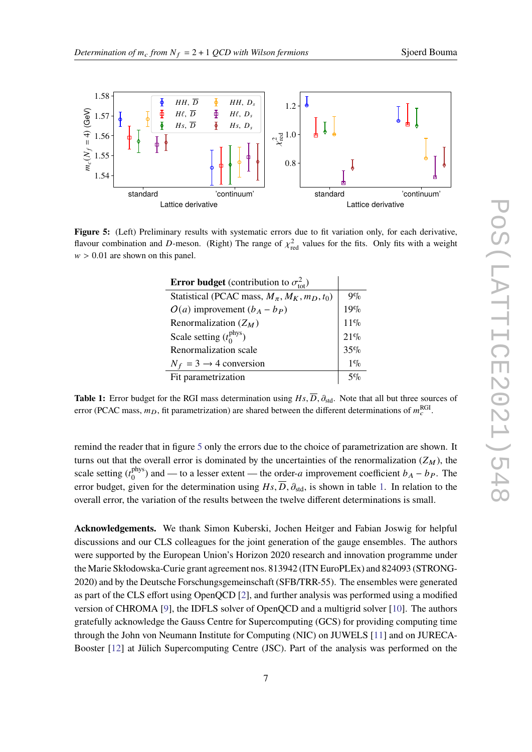**Figure 5:** (Left) Preliminary results with systematic errors due to fit variation only, for each derivative, flavour combination and $D$-meson. (Right) The range of $\chi^2_{\rm red}$ values for the fits. Only fits with a weight $w > 0.01$ are shown on this panel.

| **Error budget** (contribution to $\sigma^2_{\rm tot}$) | |
|---|---|
| Statistical (PCAC mass, $M_\pi, M_K, m_D, t_0$) | 9% |
| $O(a)$ improvement ($b_A - b_P$) | 19% |
| Renormalization ($Z_M$) | 11% |
| Scale setting ($t_0^{\rm phys}$) | 21% |
| Renormalization scale | 35% |
| $N_f = 3 \to 4$ conversion | 1% |
| Fit parametrization | 5% |

**Table 1:** Error budget for the RGI mass determination using $Hs, \overline{D}, \partial_{\rm std}$. Note that all but three sources of error (PCAC mass, $m_D$, fit parametrization) are shared between the different determinations of $m_c^{\rm RGI}$.

remind the reader that in figure 5 only the errors due to the choice of parametrization are shown. It turns out that the overall error is dominated by the uncertainties of the renormalization ($Z_M$), the scale setting ($t_0^{\rm phys}$) and — to a lesser extent — the order-$a$ improvement coefficient $b_A - b_P$. The error budget, given for the determination using $Hs, \overline{D}, \partial_{\rm std}$, is shown in table 1. In relation to the overall error, the variation of the results between the twelve different determinations is small.

**Acknowledgements.** We thank Simon Kuberski, Jochen Heitger and Fabian Joswig for helpful discussions and our CLS colleagues for the joint generation of the gauge ensembles. The authors were supported by the European Union's Horizon 2020 research and innovation programme under the Marie Skłodowska-Curie grant agreement nos. 813942 (ITN EuroPLEx) and 824093 (STRONG-2020) and by the Deutsche Forschungsgemeinschaft (SFB/TRR-55). The ensembles were generated as part of the CLS effort using OpenQCD [2], and further analysis was performed using a modified version of CHROMA [9], the IDFLS solver of OpenQCD and a multigrid solver [10]. The authors gratefully acknowledge the Gauss Centre for Supercomputing (GCS) for providing computing time through the John von Neumann Institute for Computing (NIC) on JUWELS [11] and on JURECA-Booster [12] at Jülich Supercomputing Centre (JSC). Part of the analysis was performed on the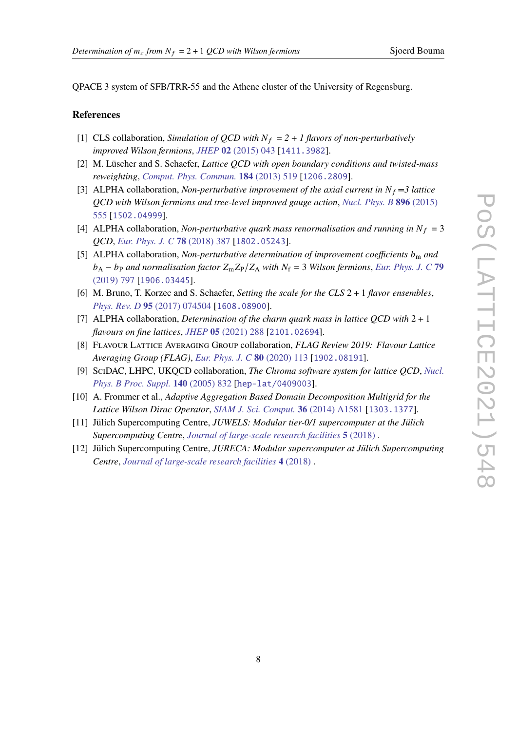QPACE 3 system of SFB/TRR-55 and the Athene cluster of the University of Regensburg.

## References

[1] CLS collaboration, *Simulation of QCD with $N_f = 2 + 1$ flavors of non-perturbatively improved Wilson fermions*, *JHEP* **02** (2015) 043 [1411.3982].

[2] M. Lüscher and S. Schaefer, *Lattice QCD with open boundary conditions and twisted-mass reweighting*, *Comput. Phys. Commun.* **184** (2013) 519 [1206.2809].

[3] ALPHA collaboration, *Non-perturbative improvement of the axial current in $N_f$=3 lattice QCD with Wilson fermions and tree-level improved gauge action*, *Nucl. Phys. B* **896** (2015) 555 [1502.04999].

[4] ALPHA collaboration, *Non-perturbative quark mass renormalisation and running in $N_f = 3$ QCD*, *Eur. Phys. J. C* **78** (2018) 387 [1802.05243].

[5] ALPHA collaboration, *Non-perturbative determination of improvement coefficients $b_{\mathrm{m}}$ and $b_{\mathrm{A}} - b_{\mathrm{P}}$ and normalisation factor $Z_{\mathrm{m}}Z_{\mathrm{P}}/Z_{\mathrm{A}}$ with $N_{\mathrm{f}} = 3$ Wilson fermions*, *Eur. Phys. J. C* **79** (2019) 797 [1906.03445].

[6] M. Bruno, T. Korzec and S. Schaefer, *Setting the scale for the CLS $2 + 1$ flavor ensembles*, *Phys. Rev. D* **95** (2017) 074504 [1608.08900].

[7] ALPHA collaboration, *Determination of the charm quark mass in lattice QCD with $2 + 1$ flavours on fine lattices*, *JHEP* **05** (2021) 288 [2101.02694].

[8] Flavour Lattice Averaging Group collaboration, *FLAG Review 2019: Flavour Lattice Averaging Group (FLAG)*, *Eur. Phys. J. C* **80** (2020) 113 [1902.08191].

[9] SciDAC, LHPC, UKQCD collaboration, *The Chroma software system for lattice QCD*, *Nucl. Phys. B Proc. Suppl.* **140** (2005) 832 [hep-lat/0409003].

[10] A. Frommer et al., *Adaptive Aggregation Based Domain Decomposition Multigrid for the Lattice Wilson Dirac Operator*, *SIAM J. Sci. Comput.* **36** (2014) A1581 [1303.1377].

[11] Jülich Supercomputing Centre, *JUWELS: Modular tier-0/1 supercomputer at the Jülich Supercomputing Centre*, *Journal of large-scale research facilities* **5** (2018) .

[12] Jülich Supercomputing Centre, *JURECA: Modular supercomputer at Jülich Supercomputing Centre*, *Journal of large-scale research facilities* **4** (2018) .